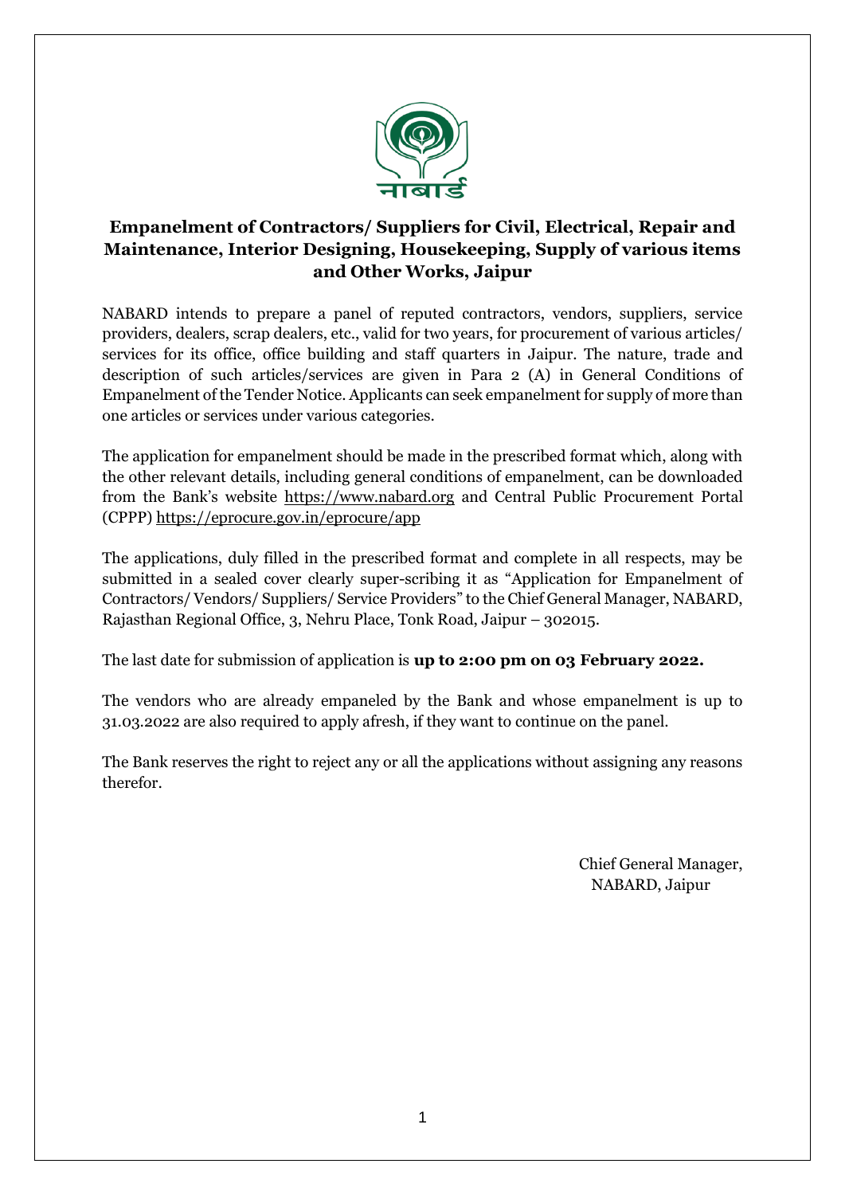नाबार्ड

## Empanelment of Contractors/ Suppliers for Civil, Electrical, Repair and Maintenance, Interior Designing, Housekeeping, Supply of various items and Other Works, Jaipur

NABARD intends to prepare a panel of reputed contractors, vendors, suppliers, service providers, dealers, scrap dealers, etc., valid for two years, for procurement of various articles/ services for its office, office building and staff quarters in Jaipur. The nature, trade and description of such articles/services are given in Para 2 (A) in General Conditions of Empanelment of the Tender Notice. Applicants can seek empanelment for supply of more than one articles or services under various categories.

The application for empanelment should be made in the prescribed format which, along with the other relevant details, including general conditions of empanelment, can be downloaded from the Bank's website https://www.nabard.org and Central Public Procurement Portal (CPPP) https://eprocure.gov.in/eprocure/app

The applications, duly filled in the prescribed format and complete in all respects, may be submitted in a sealed cover clearly super-scribing it as "Application for Empanelment of Contractors/ Vendors/ Suppliers/ Service Providers" to the Chief General Manager, NABARD, Rajasthan Regional Office, 3, Nehru Place, Tonk Road, Jaipur – 302015.

The last date for submission of application is **up to 2:00 pm on 03 February 2022.**

The vendors who are already empaneled by the Bank and whose empanelment is up to 31.03.2022 are also required to apply afresh, if they want to continue on the panel.

The Bank reserves the right to reject any or all the applications without assigning any reasons therefor.

Chief General Manager,
NABARD, Jaipur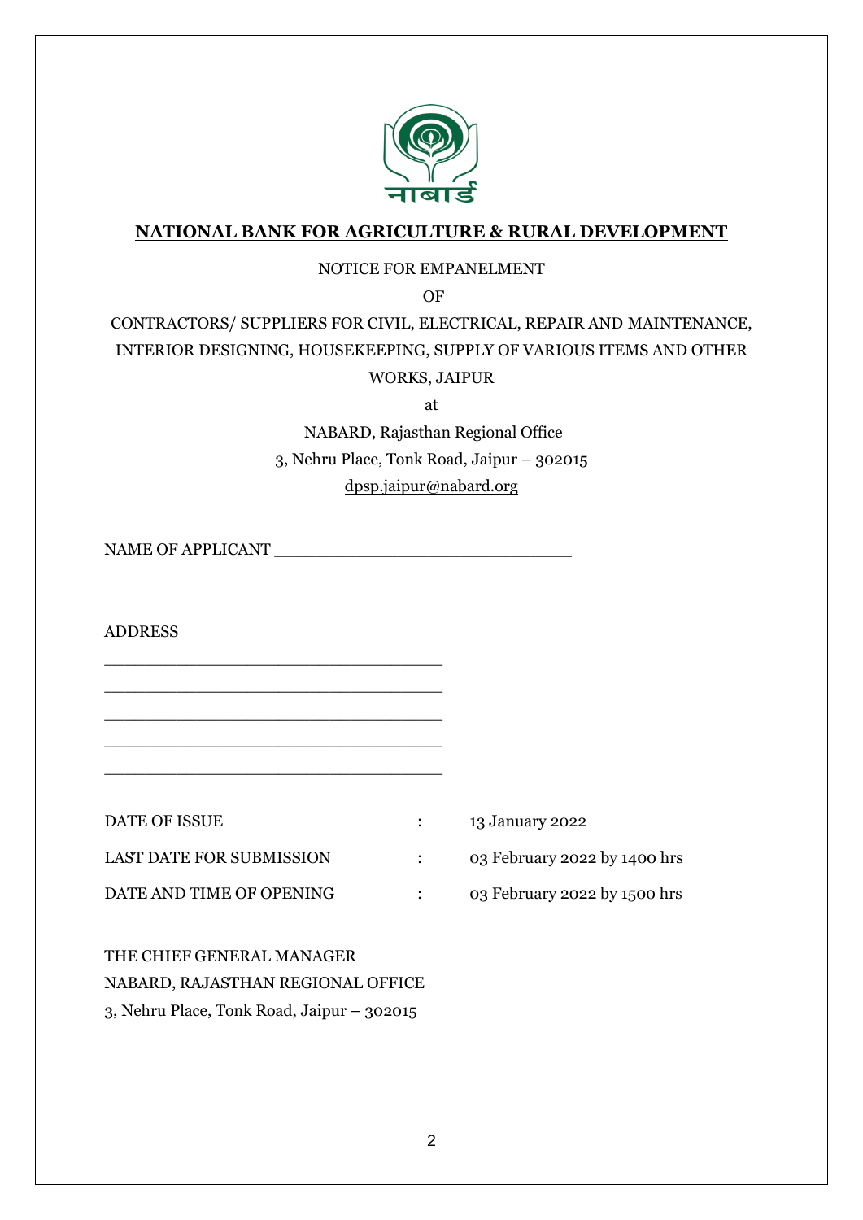# NATIONAL BANK FOR AGRICULTURE & RURAL DEVELOPMENT

NOTICE FOR EMPANELMENT

OF

CONTRACTORS/ SUPPLIERS FOR CIVIL, ELECTRICAL, REPAIR AND MAINTENANCE, INTERIOR DESIGNING, HOUSEKEEPING, SUPPLY OF VARIOUS ITEMS AND OTHER WORKS, JAIPUR

at

NABARD, Rajasthan Regional Office

3, Nehru Place, Tonk Road, Jaipur – 302015

dpsp.jaipur@nabard.org

NAME OF APPLICANT ______________________________

ADDRESS

__________________________________

__________________________________

__________________________________

__________________________________

__________________________________

| | | |
|---|---|---|
| DATE OF ISSUE | : | 13 January 2022 |
| LAST DATE FOR SUBMISSION | : | 03 February 2022 by 1400 hrs |
| DATE AND TIME OF OPENING | : | 03 February 2022 by 1500 hrs |

THE CHIEF GENERAL MANAGER

NABARD, RAJASTHAN REGIONAL OFFICE

3, Nehru Place, Tonk Road, Jaipur – 302015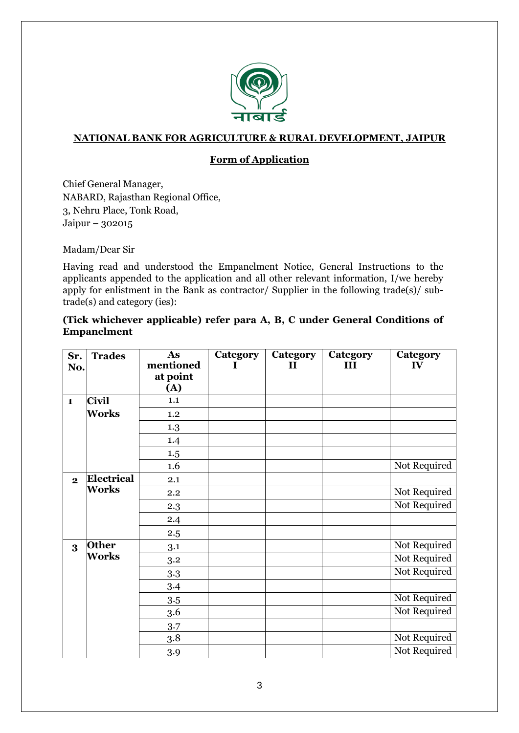**NATIONAL BANK FOR AGRICULTURE & RURAL DEVELOPMENT, JAIPUR**

**Form of Application**

Chief General Manager,
NABARD, Rajasthan Regional Office,
3, Nehru Place, Tonk Road,
Jaipur – 302015

Madam/Dear Sir

Having read and understood the Empanelment Notice, General Instructions to the applicants appended to the application and all other relevant information, I/we hereby apply for enlistment in the Bank as contractor/ Supplier in the following trade(s)/ sub-trade(s) and category (ies):

**(Tick whichever applicable) refer para A, B, C under General Conditions of Empanelment**

| Sr. No. | Trades | As mentioned at point (A) | Category I | Category II | Category III | Category IV |
|---|---|---|---|---|---|---|
| 1 | Civil Works | 1.1 | | | | |
| | | 1.2 | | | | |
| | | 1.3 | | | | |
| | | 1.4 | | | | |
| | | 1.5 | | | | |
| | | 1.6 | | | | Not Required |
| 2 | Electrical Works | 2.1 | | | | |
| | | 2.2 | | | | Not Required |
| | | 2.3 | | | | Not Required |
| | | 2.4 | | | | |
| | | 2.5 | | | | |
| 3 | Other Works | 3.1 | | | | Not Required |
| | | 3.2 | | | | Not Required |
| | | 3.3 | | | | Not Required |
| | | 3.4 | | | | |
| | | 3.5 | | | | Not Required |
| | | 3.6 | | | | Not Required |
| | | 3.7 | | | | |
| | | 3.8 | | | | Not Required |
| | | 3.9 | | | | Not Required |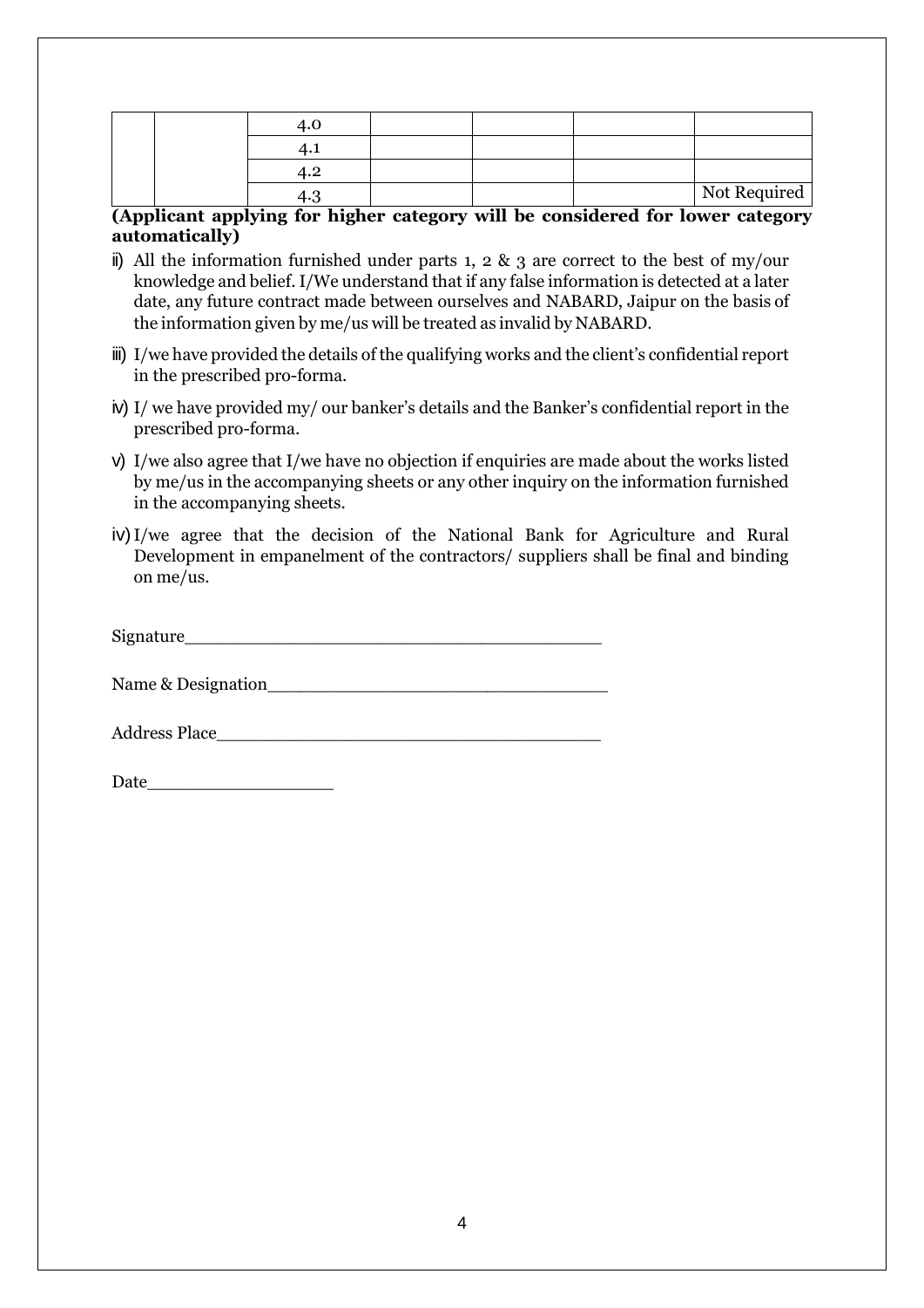|  |  | 4.0 |  |  |  |  |
|---|---|---|---|---|---|---|
|  |  | 4.1 |  |  |  |  |
|  |  | 4.2 |  |  |  |  |
|  |  | 4.3 |  |  |  | Not Required |

**(Applicant applying for higher category will be considered for lower category automatically)**

ii) All the information furnished under parts 1, 2 & 3 are correct to the best of my/our knowledge and belief. I/We understand that if any false information is detected at a later date, any future contract made between ourselves and NABARD, Jaipur on the basis of the information given by me/us will be treated as invalid by NABARD.

iii) I/we have provided the details of the qualifying works and the client's confidential report in the prescribed pro-forma.

iv) I/ we have provided my/ our banker's details and the Banker's confidential report in the prescribed pro-forma.

v) I/we also agree that I/we have no objection if enquiries are made about the works listed by me/us in the accompanying sheets or any other inquiry on the information furnished in the accompanying sheets.

iv) I/we agree that the decision of the National Bank for Agriculture and Rural Development in empanelment of the contractors/ suppliers shall be final and binding on me/us.

Signature_______________________________________

Name & Designation________________________________

Address Place____________________________________

Date_________________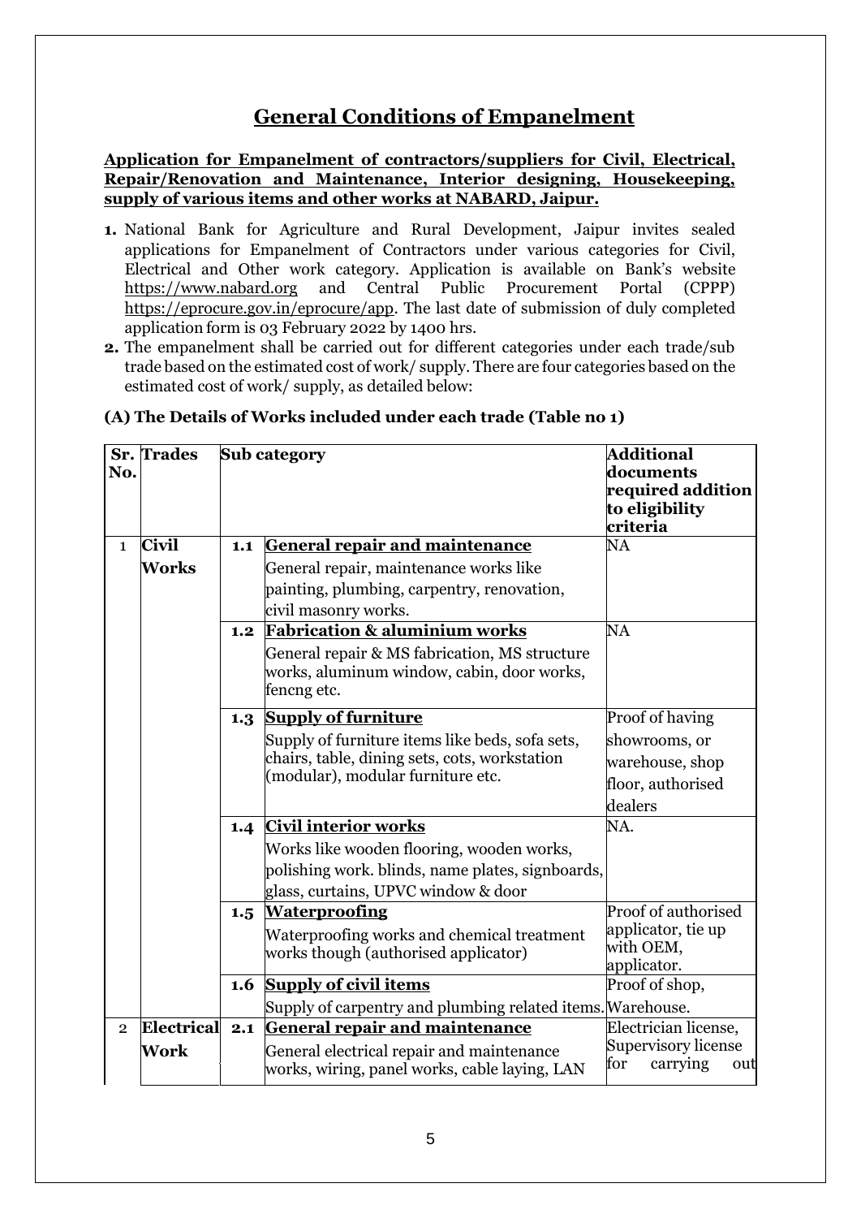# General Conditions of Empanelment

**Application for Empanelment of contractors/suppliers for Civil, Electrical, Repair/Renovation and Maintenance, Interior designing, Housekeeping, supply of various items and other works at NABARD, Jaipur.**

1. National Bank for Agriculture and Rural Development, Jaipur invites sealed applications for Empanelment of Contractors under various categories for Civil, Electrical and Other work category. Application is available on Bank's website https://www.nabard.org and Central Public Procurement Portal (CPPP) https://eprocure.gov.in/eprocure/app. The last date of submission of duly completed application form is 03 February 2022 by 1400 hrs.
2. The empanelment shall be carried out for different categories under each trade/sub trade based on the estimated cost of work/ supply. There are four categories based on the estimated cost of work/ supply, as detailed below:

### (A) The Details of Works included under each trade (Table no 1)

| Sr. No. | Trades | Sub category | | Additional documents required addition to eligibility criteria |
|---|---|---|---|---|
| 1 | **Civil Works** | **1.1** | **General repair and maintenance**<br>General repair, maintenance works like painting, plumbing, carpentry, renovation, civil masonry works. | NA |
| | | **1.2** | **Fabrication & aluminium works**<br>General repair & MS fabrication, MS structure works, aluminum window, cabin, door works, fencng etc. | NA |
| | | **1.3** | **Supply of furniture**<br>Supply of furniture items like beds, sofa sets, chairs, table, dining sets, cots, workstation (modular), modular furniture etc. | Proof of having showrooms, or warehouse, shop floor, authorised dealers |
| | | **1.4** | **Civil interior works**<br>Works like wooden flooring, wooden works, polishing work. blinds, name plates, signboards, glass, curtains, UPVC window & door | NA. |
| | | **1.5** | **Waterproofing**<br>Waterproofing works and chemical treatment works though (authorised applicator) | Proof of authorised applicator, tie up with OEM, applicator. |
| | | **1.6** | **Supply of civil items**<br>Supply of carpentry and plumbing related items. | Proof of shop, Warehouse. |
| 2 | **Electrical Work** | **2.1** | **General repair and maintenance**<br>General electrical repair and maintenance works, wiring, panel works, cable laying, LAN | Electrician license, Supervisory license for carrying out |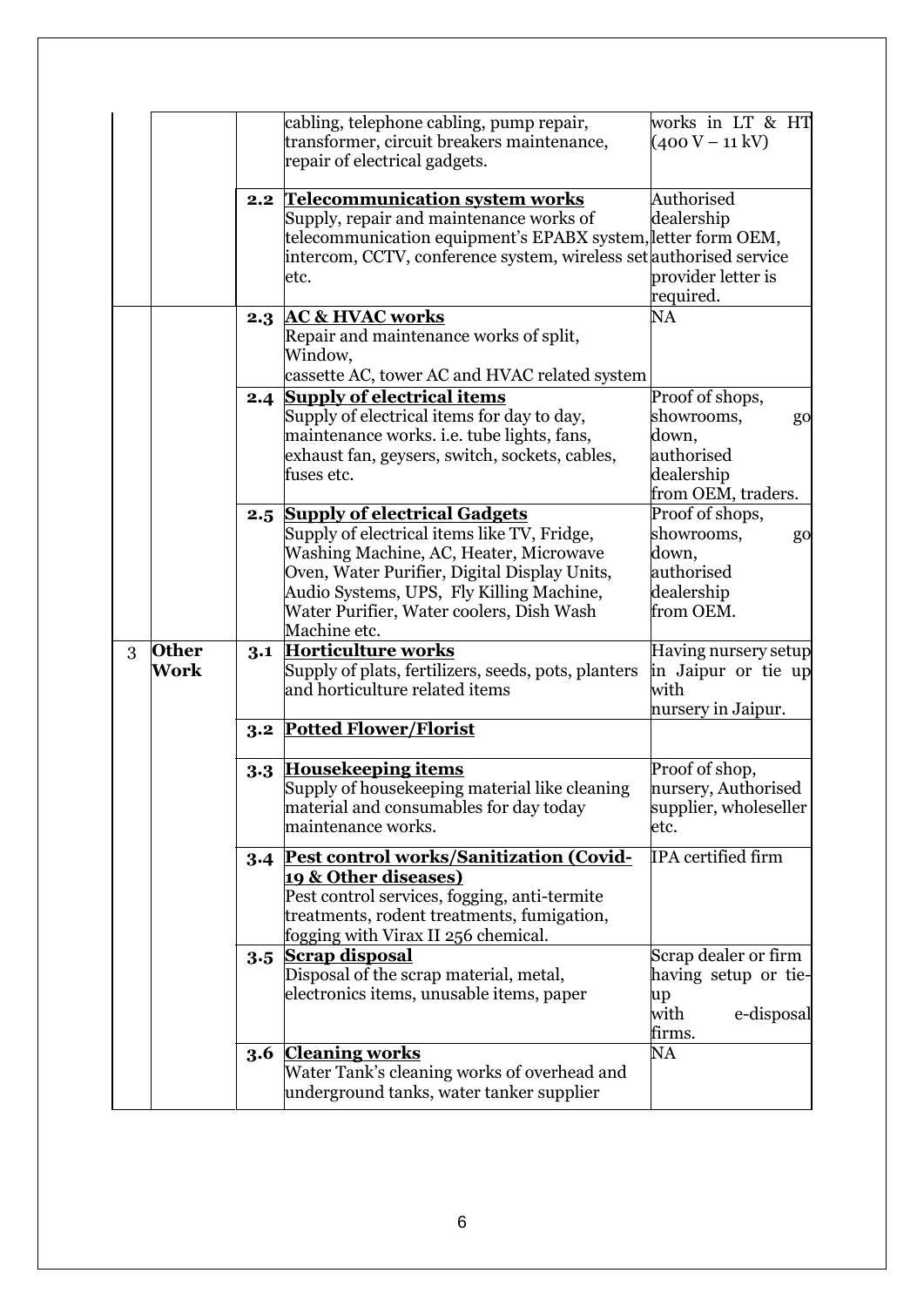| | | | | |
|---|---|---|---|---|
| | | | cabling, telephone cabling, pump repair, transformer, circuit breakers maintenance, repair of electrical gadgets. | works in LT & HT (400 V – 11 kV) |
| | | **2.2** | **Telecommunication system works**<br>Supply, repair and maintenance works of telecommunication equipment's EPABX system, intercom, CCTV, conference system, wireless set etc. | Authorised dealership letter form OEM, authorised service provider letter is required. |
| | | **2.3** | **AC & HVAC works**<br>Repair and maintenance works of split, Window, cassette AC, tower AC and HVAC related system | NA |
| | | **2.4** | **Supply of electrical items**<br>Supply of electrical items for day to day, maintenance works. i.e. tube lights, fans, exhaust fan, geysers, switch, sockets, cables, fuses etc. | Proof of shops, showrooms, go down, authorised dealership from OEM, traders. |
| | | **2.5** | **Supply of electrical Gadgets**<br>Supply of electrical items like TV, Fridge, Washing Machine, AC, Heater, Microwave Oven, Water Purifier, Digital Display Units, Audio Systems, UPS, Fly Killing Machine, Water Purifier, Water coolers, Dish Wash Machine etc. | Proof of shops, showrooms, go down, authorised dealership from OEM. |
| 3 | **Other Work** | **3.1** | **Horticulture works**<br>Supply of plats, fertilizers, seeds, pots, planters and horticulture related items | Having nursery setup in Jaipur or tie up with nursery in Jaipur. |
| | | **3.2** | **Potted Flower/Florist** | |
| | | **3.3** | **Housekeeping items**<br>Supply of housekeeping material like cleaning material and consumables for day today maintenance works. | Proof of shop, nursery, Authorised supplier, wholeseller etc. |
| | | **3.4** | **Pest control works/Sanitization (Covid-19 & Other diseases)**<br>Pest control services, fogging, anti-termite treatments, rodent treatments, fumigation, fogging with Virax II 256 chemical. | IPA certified firm |
| | | **3.5** | **Scrap disposal**<br>Disposal of the scrap material, metal, electronics items, unusable items, paper | Scrap dealer or firm having setup or tie-up with e-disposal firms. |
| | | **3.6** | **Cleaning works**<br>Water Tank's cleaning works of overhead and underground tanks, water tanker supplier | NA |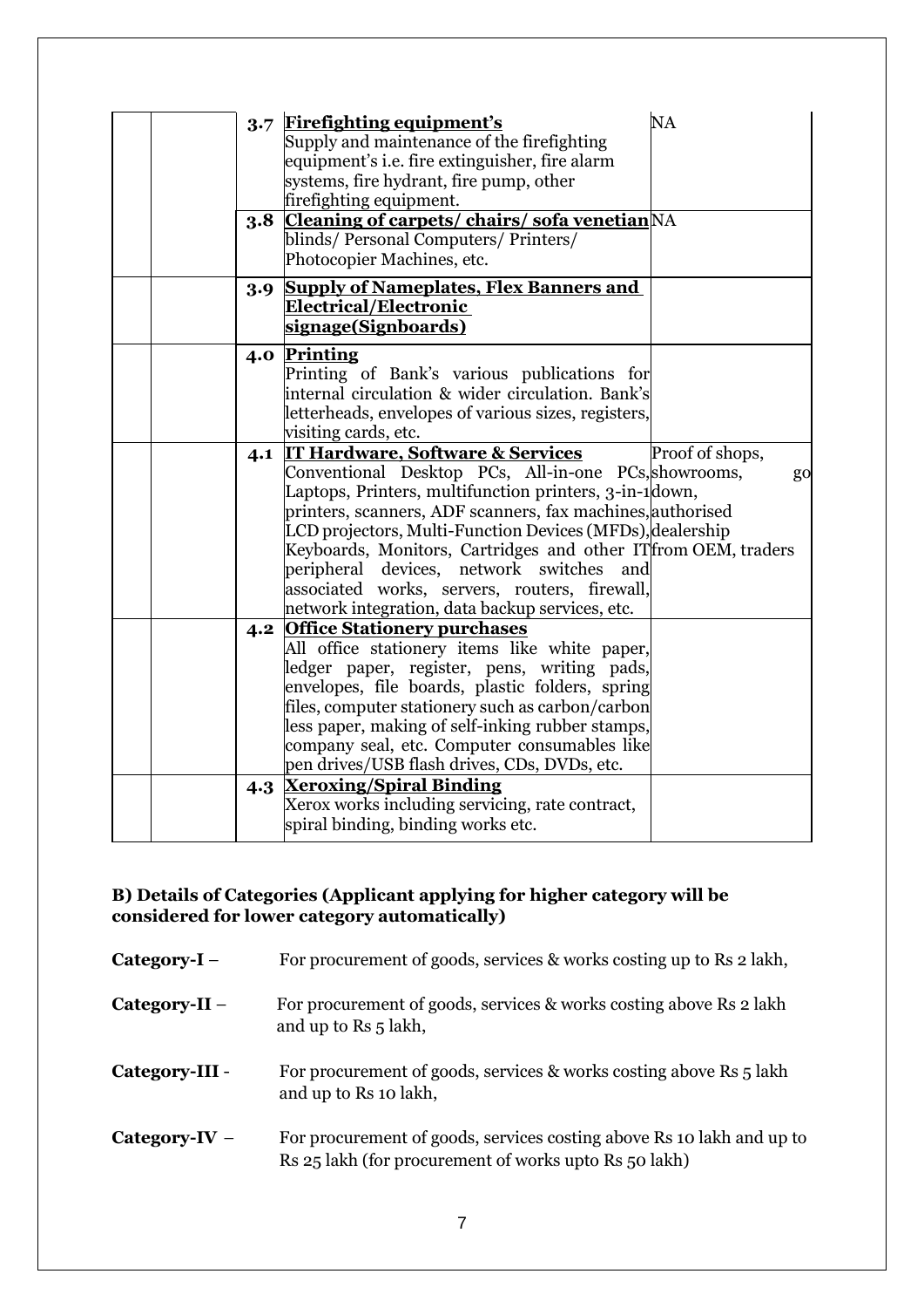| | | | | |
|---|---|---|---|---|
| | | 3.7 | **Firefighting equipment's**<br>Supply and maintenance of the firefighting equipment's i.e. fire extinguisher, fire alarm systems, fire hydrant, fire pump, other firefighting equipment. | NA |
| | | 3.8 | **Cleaning of carpets/ chairs/ sofa venetian** blinds/ Personal Computers/ Printers/ Photocopier Machines, etc. | NA |
| | | 3.9 | **Supply of Nameplates, Flex Banners and Electrical/Electronic signage(Signboards)** | |
| | | 4.0 | **Printing**<br>Printing of Bank's various publications for internal circulation & wider circulation. Bank's letterheads, envelopes of various sizes, registers, visiting cards, etc. | |
| | | 4.1 | **IT Hardware, Software & Services**<br>Conventional Desktop PCs, All-in-one PCs, Laptops, Printers, multifunction printers, 3-in-1 printers, scanners, ADF scanners, fax machines, LCD projectors, Multi-Function Devices (MFDs), Keyboards, Monitors, Cartridges and other IT peripheral devices, network switches and associated works, servers, routers, firewall, network integration, data backup services, etc. | Proof of shops, showrooms, go down, authorised dealership from OEM, traders |
| | | 4.2 | **Office Stationery purchases**<br>All office stationery items like white paper, ledger paper, register, pens, writing pads, envelopes, file boards, plastic folders, spring files, computer stationery such as carbon/carbon less paper, making of self-inking rubber stamps, company seal, etc. Computer consumables like pen drives/USB flash drives, CDs, DVDs, etc. | |
| | | 4.3 | **Xeroxing/Spiral Binding**<br>Xerox works including servicing, rate contract, spiral binding, binding works etc. | |

**B) Details of Categories (Applicant applying for higher category will be considered for lower category automatically)**

**Category-I** – For procurement of goods, services & works costing up to Rs 2 lakh,

**Category-II** – For procurement of goods, services & works costing above Rs 2 lakh and up to Rs 5 lakh,

**Category-III** - For procurement of goods, services & works costing above Rs 5 lakh and up to Rs 10 lakh,

**Category-IV** – For procurement of goods, services costing above Rs 10 lakh and up to Rs 25 lakh (for procurement of works upto Rs 50 lakh)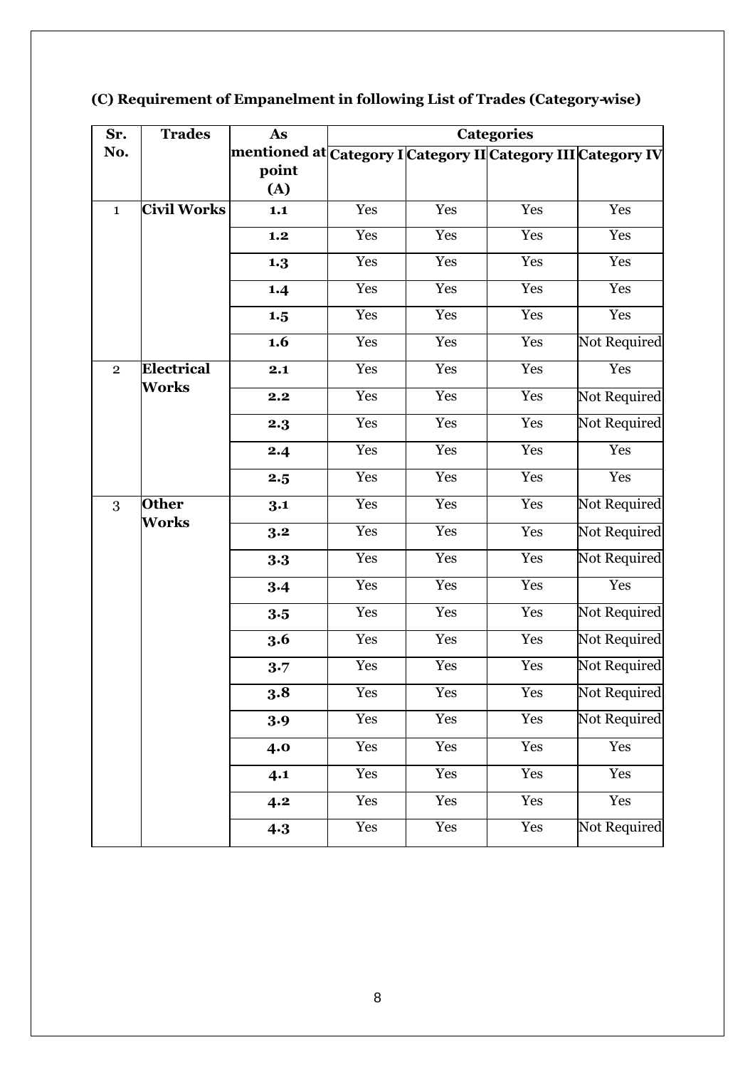**(C) Requirement of Empanelment in following List of Trades (Category-wise)**

| Sr. No. | Trades | As mentioned at point (A) | Categories | | | |
|---|---|---|---|---|---|---|
| | | | Category I | Category II | Category III | Category IV |
| 1 | Civil Works | 1.1 | Yes | Yes | Yes | Yes |
| | | 1.2 | Yes | Yes | Yes | Yes |
| | | 1.3 | Yes | Yes | Yes | Yes |
| | | 1.4 | Yes | Yes | Yes | Yes |
| | | 1.5 | Yes | Yes | Yes | Yes |
| | | 1.6 | Yes | Yes | Yes | Not Required |
| 2 | Electrical Works | 2.1 | Yes | Yes | Yes | Yes |
| | | 2.2 | Yes | Yes | Yes | Not Required |
| | | 2.3 | Yes | Yes | Yes | Not Required |
| | | 2.4 | Yes | Yes | Yes | Yes |
| | | 2.5 | Yes | Yes | Yes | Yes |
| 3 | Other Works | 3.1 | Yes | Yes | Yes | Not Required |
| | | 3.2 | Yes | Yes | Yes | Not Required |
| | | 3.3 | Yes | Yes | Yes | Not Required |
| | | 3.4 | Yes | Yes | Yes | Yes |
| | | 3.5 | Yes | Yes | Yes | Not Required |
| | | 3.6 | Yes | Yes | Yes | Not Required |
| | | 3.7 | Yes | Yes | Yes | Not Required |
| | | 3.8 | Yes | Yes | Yes | Not Required |
| | | 3.9 | Yes | Yes | Yes | Not Required |
| | | 4.0 | Yes | Yes | Yes | Yes |
| | | 4.1 | Yes | Yes | Yes | Yes |
| | | 4.2 | Yes | Yes | Yes | Yes |
| | | 4.3 | Yes | Yes | Yes | Not Required |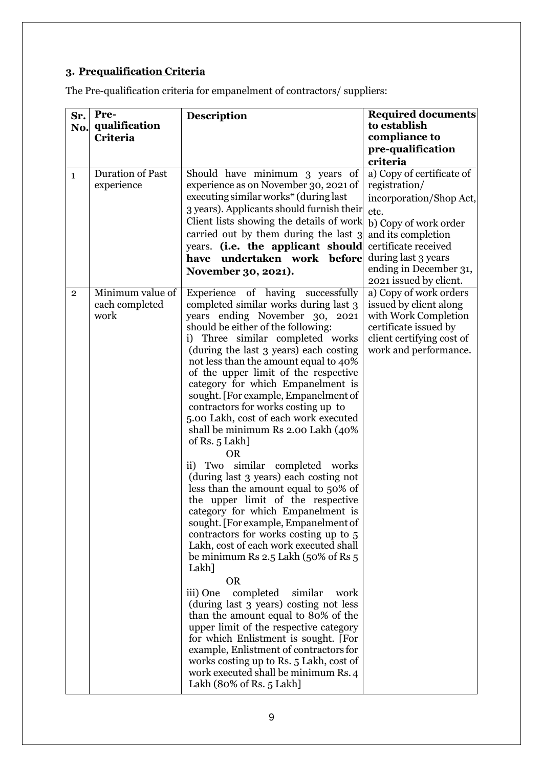### 3. **Prequalification Criteria**

The Pre-qualification criteria for empanelment of contractors/ suppliers:

| Sr. No. | Pre-qualification Criteria | Description | Required documents to establish compliance to pre-qualification criteria |
|---|---|---|---|
| 1 | Duration of Past experience | Should have minimum 3 years of experience as on November 30, 2021 of executing similar works* (during last 3 years). Applicants should furnish their Client lists showing the details of work carried out by them during the last 3 years. **(i.e. the applicant should have undertaken work before November 30, 2021).** | a) Copy of certificate of registration/ incorporation/Shop Act, etc.<br>b) Copy of work order and its completion certificate received during last 3 years ending in December 31, 2021 issued by client. |
| 2 | Minimum value of each completed work | Experience of having successfully completed similar works during last 3 years ending November 30, 2021 should be either of the following:<br>i) Three similar completed works (during the last 3 years) each costing not less than the amount equal to 40% of the upper limit of the respective category for which Empanelment is sought. [For example, Empanelment of contractors for works costing up to 5.00 Lakh, cost of each work executed shall be minimum Rs 2.00 Lakh (40% of Rs. 5 Lakh]<br>OR<br>ii) Two similar completed works (during last 3 years) each costing not less than the amount equal to 50% of the upper limit of the respective category for which Empanelment is sought. [For example, Empanelment of contractors for works costing up to 5 Lakh, cost of each work executed shall be minimum Rs 2.5 Lakh (50% of Rs 5 Lakh]<br>OR<br>iii) One completed similar work (during last 3 years) costing not less than the amount equal to 80% of the upper limit of the respective category for which Enlistment is sought. [For example, Enlistment of contractors for works costing up to Rs. 5 Lakh, cost of work executed shall be minimum Rs. 4 Lakh (80% of Rs. 5 Lakh] | a) Copy of work orders issued by client along with Work Completion certificate issued by client certifying cost of work and performance. |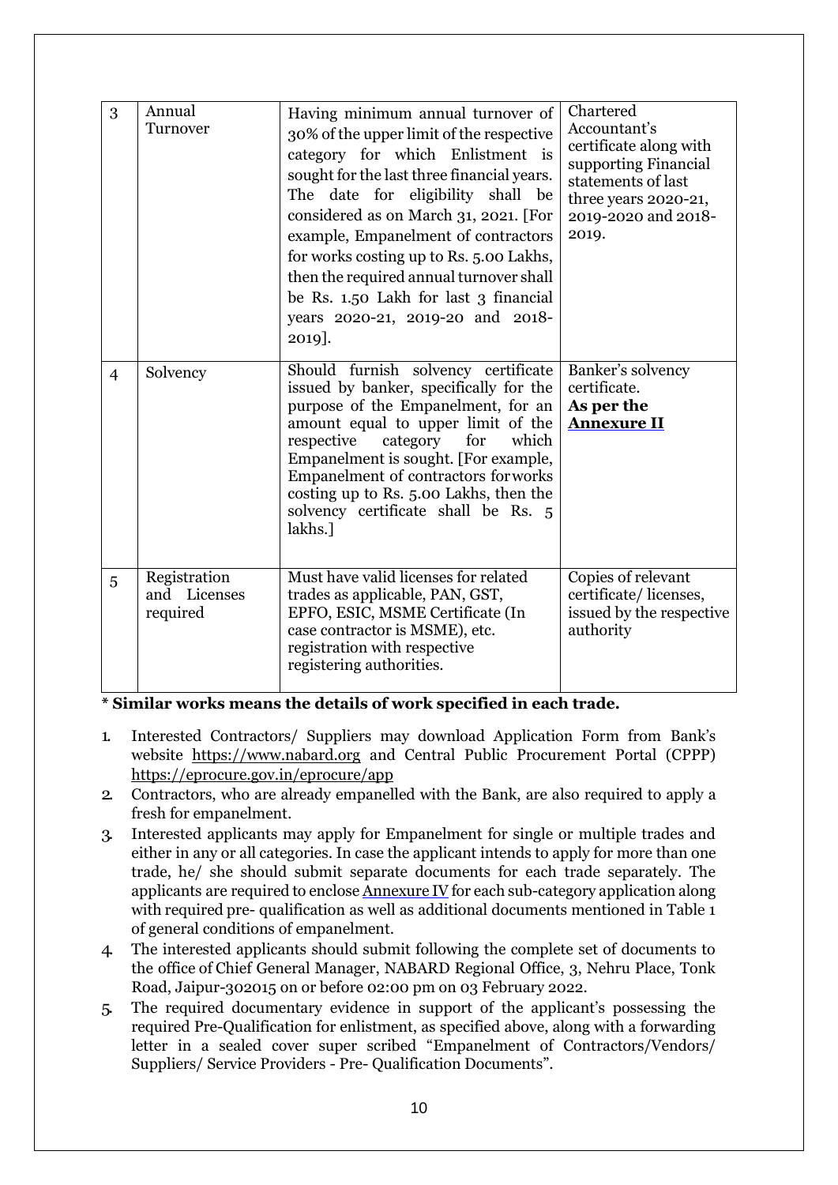| 3 | Annual Turnover | Having minimum annual turnover of 30% of the upper limit of the respective category for which Enlistment is sought for the last three financial years. The date for eligibility shall be considered as on March 31, 2021. [For example, Empanelment of contractors for works costing up to Rs. 5.00 Lakhs, then the required annual turnover shall be Rs. 1.50 Lakh for last 3 financial years 2020-21, 2019-20 and 2018-2019]. | Chartered Accountant's certificate along with supporting Financial statements of last three years 2020-21, 2019-2020 and 2018-2019. |
|---|---|---|---|
| 4 | Solvency | Should furnish solvency certificate issued by banker, specifically for the purpose of the Empanelment, for an amount equal to upper limit of the respective category for which Empanelment is sought. [For example, Empanelment of contractors for works costing up to Rs. 5.00 Lakhs, then the solvency certificate shall be Rs. 5 lakhs.] | Banker's solvency certificate. **As per the Annexure II** |
| 5 | Registration and Licenses required | Must have valid licenses for related trades as applicable, PAN, GST, EPFO, ESIC, MSME Certificate (In case contractor is MSME), etc. registration with respective registering authorities. | Copies of relevant certificate/ licenses, issued by the respective authority |

**\* Similar works means the details of work specified in each trade.**

1. Interested Contractors/ Suppliers may download Application Form from Bank's website https://www.nabard.org and Central Public Procurement Portal (CPPP) https://eprocure.gov.in/eprocure/app
2. Contractors, who are already empanelled with the Bank, are also required to apply a fresh for empanelment.
3. Interested applicants may apply for Empanelment for single or multiple trades and either in any or all categories. In case the applicant intends to apply for more than one trade, he/ she should submit separate documents for each trade separately. The applicants are required to enclose Annexure IV for each sub-category application along with required pre- qualification as well as additional documents mentioned in Table 1 of general conditions of empanelment.
4. The interested applicants should submit following the complete set of documents to the office of Chief General Manager, NABARD Regional Office, 3, Nehru Place, Tonk Road, Jaipur-302015 on or before 02:00 pm on 03 February 2022.
5. The required documentary evidence in support of the applicant's possessing the required Pre-Qualification for enlistment, as specified above, along with a forwarding letter in a sealed cover super scribed "Empanelment of Contractors/Vendors/ Suppliers/ Service Providers - Pre- Qualification Documents".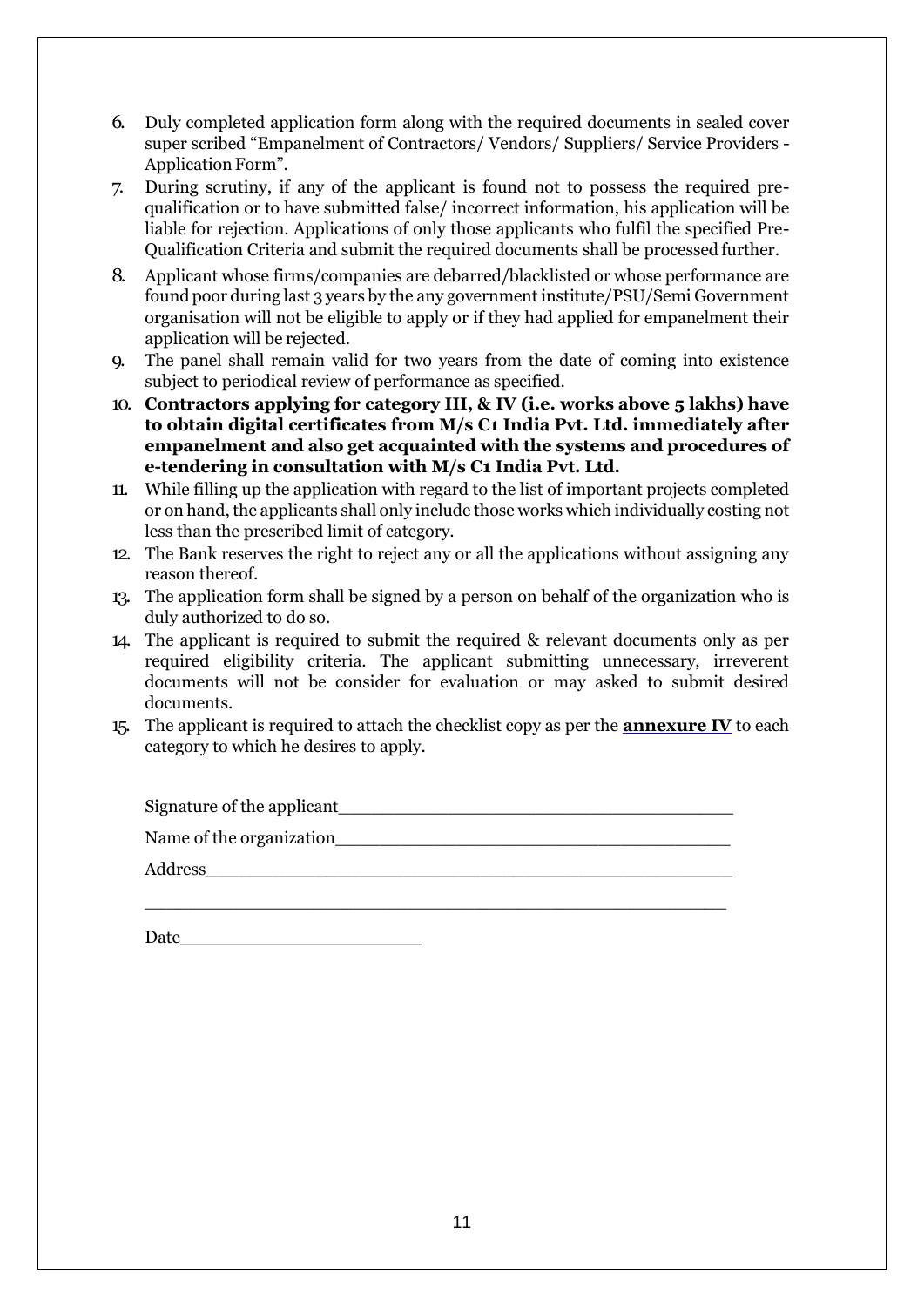6. Duly completed application form along with the required documents in sealed cover super scribed "Empanelment of Contractors/ Vendors/ Suppliers/ Service Providers - Application Form".
7. During scrutiny, if any of the applicant is found not to possess the required pre-qualification or to have submitted false/ incorrect information, his application will be liable for rejection. Applications of only those applicants who fulfil the specified Pre-Qualification Criteria and submit the required documents shall be processed further.
8. Applicant whose firms/companies are debarred/blacklisted or whose performance are found poor during last 3 years by the any government institute/PSU/Semi Government organisation will not be eligible to apply or if they had applied for empanelment their application will be rejected.
9. The panel shall remain valid for two years from the date of coming into existence subject to periodical review of performance as specified.
10. **Contractors applying for category III, & IV (i.e. works above 5 lakhs) have to obtain digital certificates from M/s C1 India Pvt. Ltd. immediately after empanelment and also get acquainted with the systems and procedures of e-tendering in consultation with M/s C1 India Pvt. Ltd.**
11. While filling up the application with regard to the list of important projects completed or on hand, the applicants shall only include those works which individually costing not less than the prescribed limit of category.
12. The Bank reserves the right to reject any or all the applications without assigning any reason thereof.
13. The application form shall be signed by a person on behalf of the organization who is duly authorized to do so.
14. The applicant is required to submit the required & relevant documents only as per required eligibility criteria. The applicant submitting unnecessary, irreverent documents will not be consider for evaluation or may asked to submit desired documents.
15. The applicant is required to attach the checklist copy as per the **annexure IV** to each category to which he desires to apply.

Signature of the applicant_______________________________________

Name of the organization_______________________________________

Address_______________________________________________________

_____________________________________________________________

Date______________________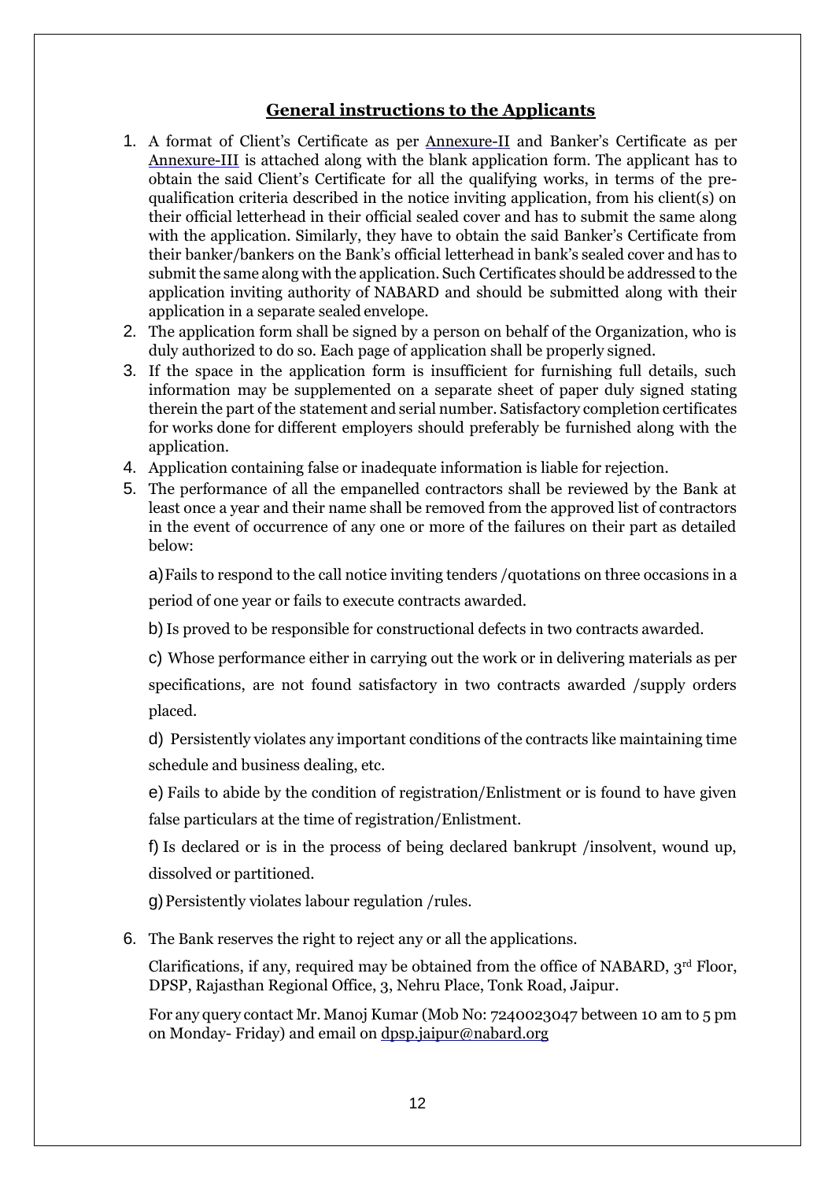## General instructions to the Applicants

1. A format of Client's Certificate as per Annexure-II and Banker's Certificate as per Annexure-III is attached along with the blank application form. The applicant has to obtain the said Client's Certificate for all the qualifying works, in terms of the pre-qualification criteria described in the notice inviting application, from his client(s) on their official letterhead in their official sealed cover and has to submit the same along with the application. Similarly, they have to obtain the said Banker's Certificate from their banker/bankers on the Bank's official letterhead in bank's sealed cover and has to submit the same along with the application. Such Certificates should be addressed to the application inviting authority of NABARD and should be submitted along with their application in a separate sealed envelope.
2. The application form shall be signed by a person on behalf of the Organization, who is duly authorized to do so. Each page of application shall be properly signed.
3. If the space in the application form is insufficient for furnishing full details, such information may be supplemented on a separate sheet of paper duly signed stating therein the part of the statement and serial number. Satisfactory completion certificates for works done for different employers should preferably be furnished along with the application.
4. Application containing false or inadequate information is liable for rejection.
5. The performance of all the empanelled contractors shall be reviewed by the Bank at least once a year and their name shall be removed from the approved list of contractors in the event of occurrence of any one or more of the failures on their part as detailed below:

   a) Fails to respond to the call notice inviting tenders /quotations on three occasions in a period of one year or fails to execute contracts awarded.

   b) Is proved to be responsible for constructional defects in two contracts awarded.

   c) Whose performance either in carrying out the work or in delivering materials as per specifications, are not found satisfactory in two contracts awarded /supply orders placed.

   d) Persistently violates any important conditions of the contracts like maintaining time schedule and business dealing, etc.

   e) Fails to abide by the condition of registration/Enlistment or is found to have given false particulars at the time of registration/Enlistment.

   f) Is declared or is in the process of being declared bankrupt /insolvent, wound up, dissolved or partitioned.

   g) Persistently violates labour regulation /rules.

6. The Bank reserves the right to reject any or all the applications.

   Clarifications, if any, required may be obtained from the office of NABARD, 3rd Floor, DPSP, Rajasthan Regional Office, 3, Nehru Place, Tonk Road, Jaipur.

   For any query contact Mr. Manoj Kumar (Mob No: 7240023047 between 10 am to 5 pm on Monday- Friday) and email on dpsp.jaipur@nabard.org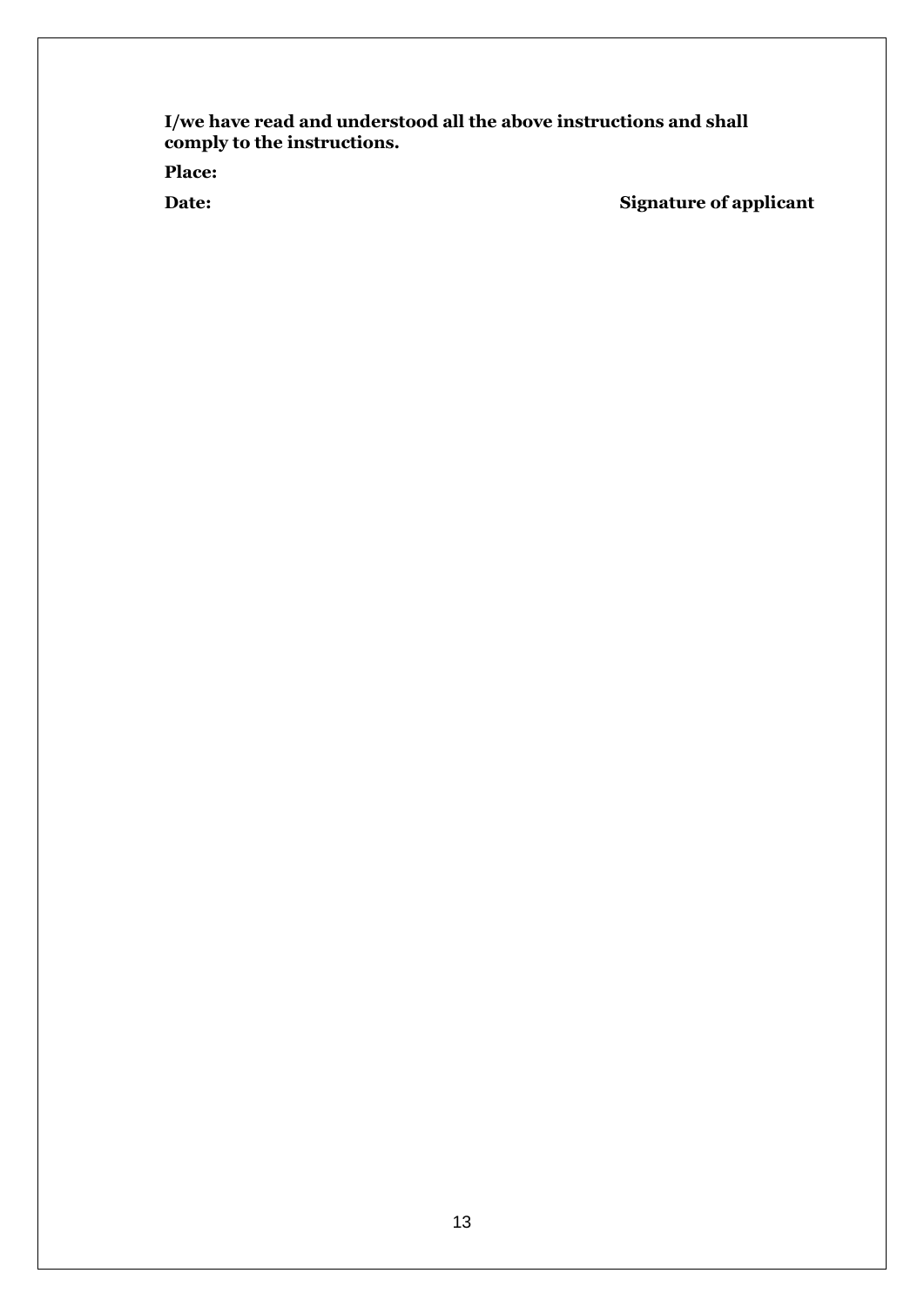**I/we have read and understood all the above instructions and shall comply to the instructions.**

**Place:**

**Date:** **Signature of applicant**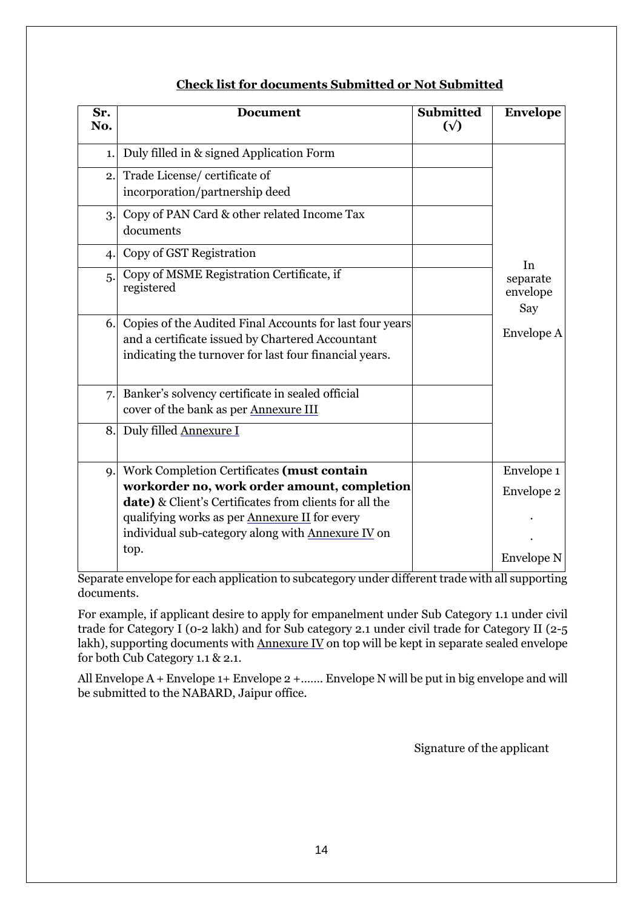**Check list for documents Submitted or Not Submitted**

| Sr. No. | Document | Submitted (√) | Envelope |
|---|---|---|---|
| 1. | Duly filled in & signed Application Form | | In separate envelope Say Envelope A |
| 2. | Trade License/ certificate of incorporation/partnership deed | | |
| 3. | Copy of PAN Card & other related Income Tax documents | | |
| 4. | Copy of GST Registration | | |
| 5. | Copy of MSME Registration Certificate, if registered | | |
| 6. | Copies of the Audited Final Accounts for last four years and a certificate issued by Chartered Accountant indicating the turnover for last four financial years. | | |
| 7. | Banker's solvency certificate in sealed official cover of the bank as per Annexure III | | |
| 8. | Duly filled Annexure I | | |
| 9. | Work Completion Certificates **(must contain workorder no, work order amount, completion date)** & Client's Certificates from clients for all the qualifying works as per Annexure II for every individual sub-category along with Annexure IV on top. | | Envelope 1 Envelope 2 . . Envelope N |

Separate envelope for each application to subcategory under different trade with all supporting documents.

For example, if applicant desire to apply for empanelment under Sub Category 1.1 under civil trade for Category I (0-2 lakh) and for Sub category 2.1 under civil trade for Category II (2-5 lakh), supporting documents with Annexure IV on top will be kept in separate sealed envelope for both Cub Category 1.1 & 2.1.

All Envelope A + Envelope 1+ Envelope 2 +……. Envelope N will be put in big envelope and will be submitted to the NABARD, Jaipur office.

Signature of the applicant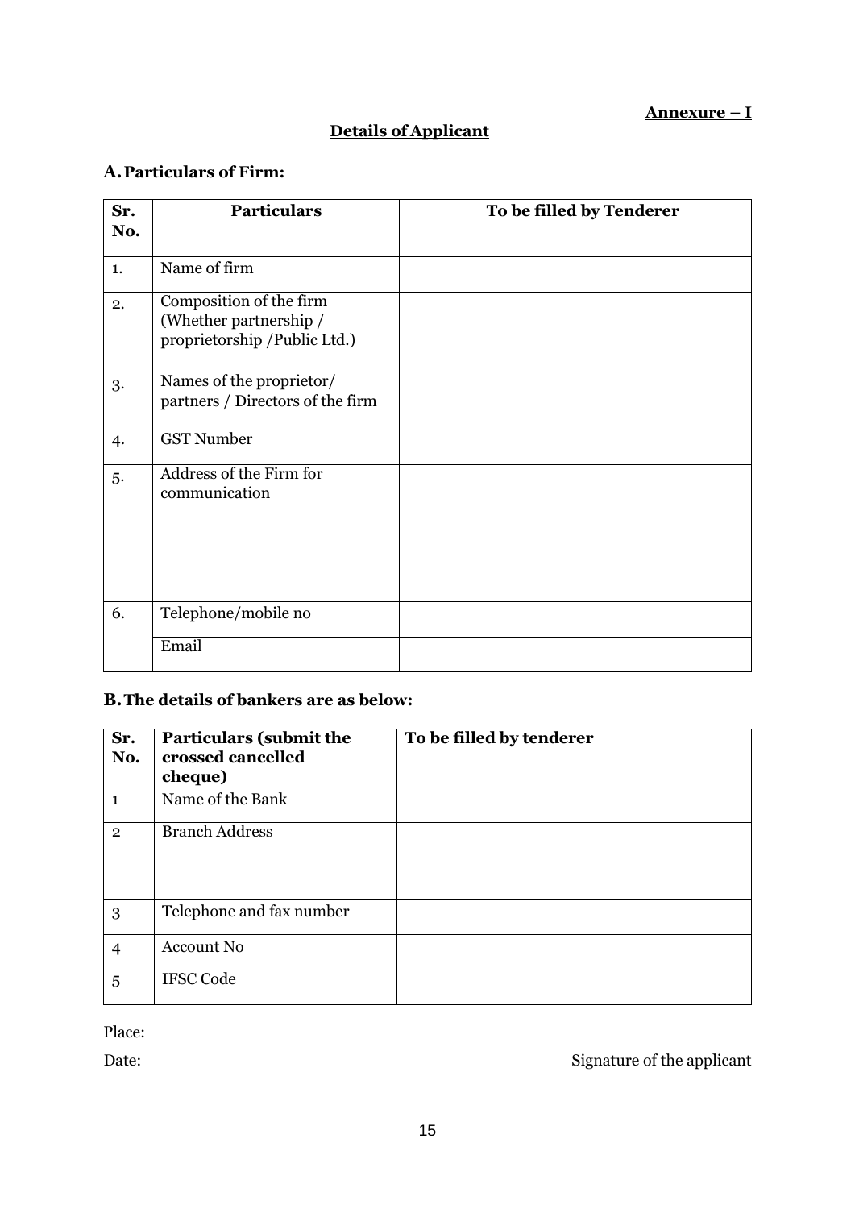**Annexure – I**

## Details of Applicant

### A. Particulars of Firm:

| Sr. No. | Particulars | To be filled by Tenderer |
|---|---|---|
| 1. | Name of firm | |
| 2. | Composition of the firm (Whether partnership / proprietorship /Public Ltd.) | |
| 3. | Names of the proprietor/ partners / Directors of the firm | |
| 4. | GST Number | |
| 5. | Address of the Firm for communication | |
| 6. | Telephone/mobile no | |
| | Email | |

### B. The details of bankers are as below:

| Sr. No. | Particulars (submit the crossed cancelled cheque) | To be filled by tenderer |
|---|---|---|
| 1 | Name of the Bank | |
| 2 | Branch Address | |
| 3 | Telephone and fax number | |
| 4 | Account No | |
| 5 | IFSC Code | |

Place:

Date: Signature of the applicant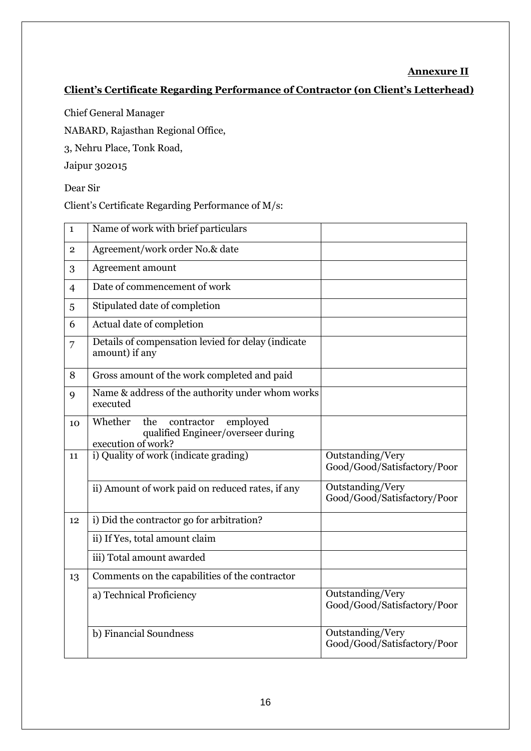**Annexure II**

**Client's Certificate Regarding Performance of Contractor (on Client's Letterhead)**

Chief General Manager

NABARD, Rajasthan Regional Office,

3, Nehru Place, Tonk Road,

Jaipur 302015

Dear Sir

Client's Certificate Regarding Performance of M/s:

| | | |
|---|---|---|
| 1 | Name of work with brief particulars | |
| 2 | Agreement/work order No.& date | |
| 3 | Agreement amount | |
| 4 | Date of commencement of work | |
| 5 | Stipulated date of completion | |
| 6 | Actual date of completion | |
| 7 | Details of compensation levied for delay (indicate amount) if any | |
| 8 | Gross amount of the work completed and paid | |
| 9 | Name & address of the authority under whom works executed | |
| 10 | Whether the contractor employed qualified Engineer/overseer during execution of work? | |
| 11 | i) Quality of work (indicate grading) | Outstanding/Very Good/Good/Satisfactory/Poor |
| | ii) Amount of work paid on reduced rates, if any | Outstanding/Very Good/Good/Satisfactory/Poor |
| 12 | i) Did the contractor go for arbitration? | |
| | ii) If Yes, total amount claim | |
| | iii) Total amount awarded | |
| 13 | Comments on the capabilities of the contractor | |
| | a) Technical Proficiency | Outstanding/Very Good/Good/Satisfactory/Poor |
| | b) Financial Soundness | Outstanding/Very Good/Good/Satisfactory/Poor |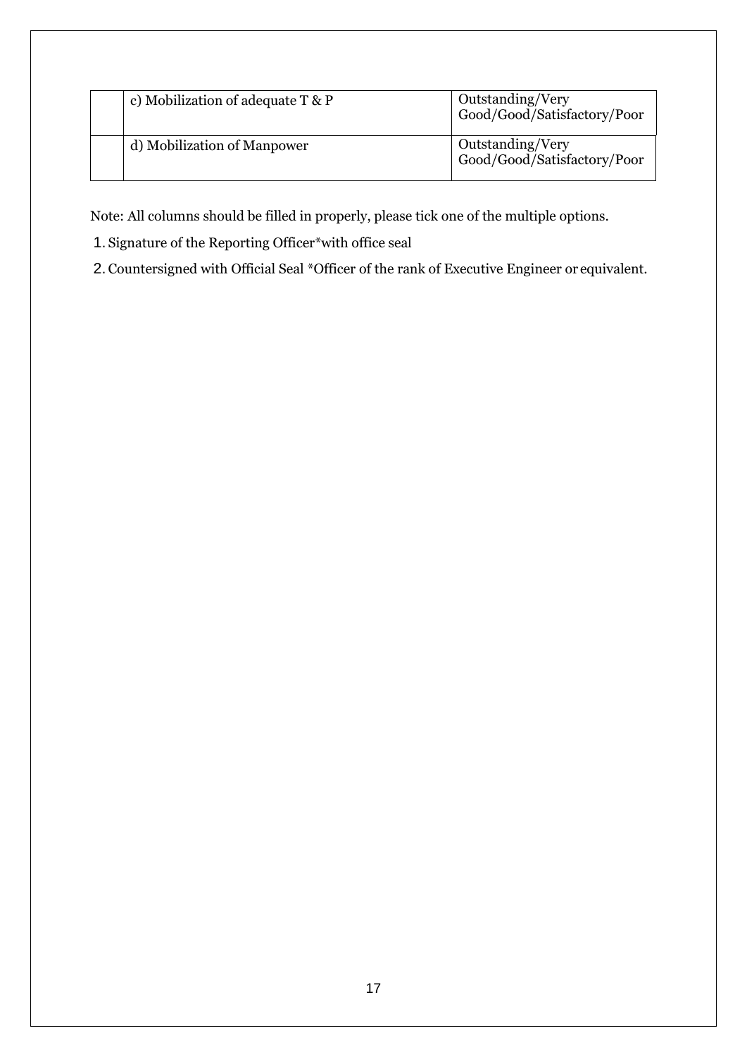| | | |
|---|---|---|
| | c) Mobilization of adequate T & P | Outstanding/Very Good/Good/Satisfactory/Poor |
| | d) Mobilization of Manpower | Outstanding/Very Good/Good/Satisfactory/Poor |

Note: All columns should be filled in properly, please tick one of the multiple options.

1. Signature of the Reporting Officer*with office seal
2. Countersigned with Official Seal *Officer of the rank of Executive Engineer or equivalent.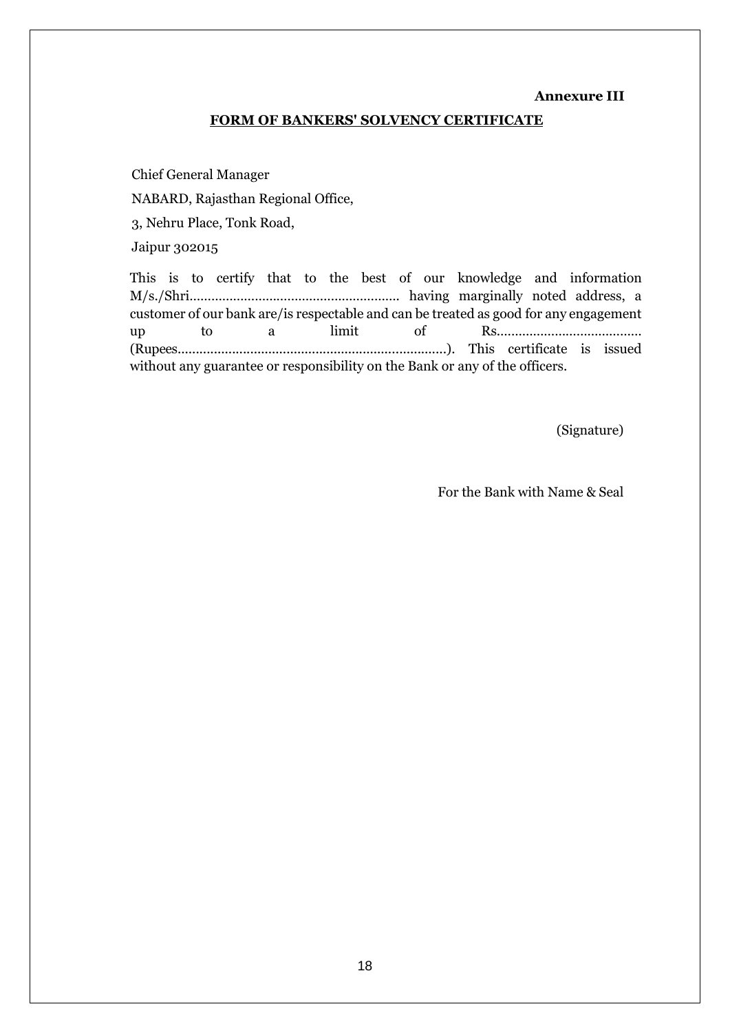**Annexure III**

**FORM OF BANKERS' SOLVENCY CERTIFICATE**

Chief General Manager

NABARD, Rajasthan Regional Office,

3, Nehru Place, Tonk Road,

Jaipur 302015

This is to certify that to the best of our knowledge and information M/s./Shri……………………………………………….. having marginally noted address, a customer of our bank are/is respectable and can be treated as good for any engagement up to a limit of Rs………………………………… (Rupees………………………………………………………………). This certificate is issued without any guarantee or responsibility on the Bank or any of the officers.

(Signature)

For the Bank with Name & Seal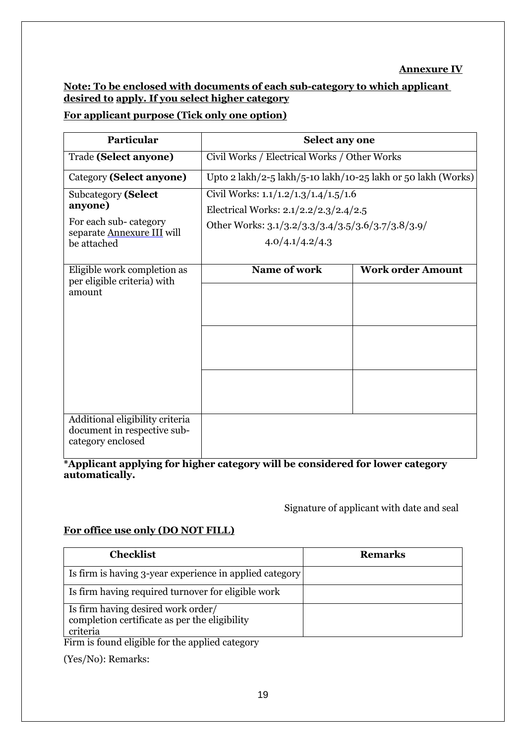**Annexure IV**

**Note: To be enclosed with documents of each sub-category to which applicant desired to apply. If you select higher category**

**For applicant purpose (Tick only one option)**

| Particular | Select any one | |
|---|---|---|
| Trade **(Select anyone)** | Civil Works / Electrical Works / Other Works | |
| Category **(Select anyone)** | Upto 2 lakh/2-5 lakh/5-10 lakh/10-25 lakh or 50 lakh (Works) | |
| Subcategory **(Select anyone)**<br>For each sub- category separate Annexure III will be attached | Civil Works: 1.1/1.2/1.3/1.4/1.5/1.6<br>Electrical Works: 2.1/2.2/2.3/2.4/2.5<br>Other Works: 3.1/3.2/3.3/3.4/3.5/3.6/3.7/3.8/3.9/ 4.0/4.1/4.2/4.3 | |
| Eligible work completion as per eligible criteria) with amount | **Name of work** | **Work order Amount** |
| | | |
| | | |
| | | |
| Additional eligibility criteria document in respective sub-category enclosed | | |

**\*Applicant applying for higher category will be considered for lower category automatically.**

Signature of applicant with date and seal

**For office use only (DO NOT FILL)**

| Checklist | Remarks |
|---|---|
| Is firm is having 3-year experience in applied category | |
| Is firm having required turnover for eligible work | |
| Is firm having desired work order/ completion certificate as per the eligibility criteria | |

Firm is found eligible for the applied category

(Yes/No): Remarks: